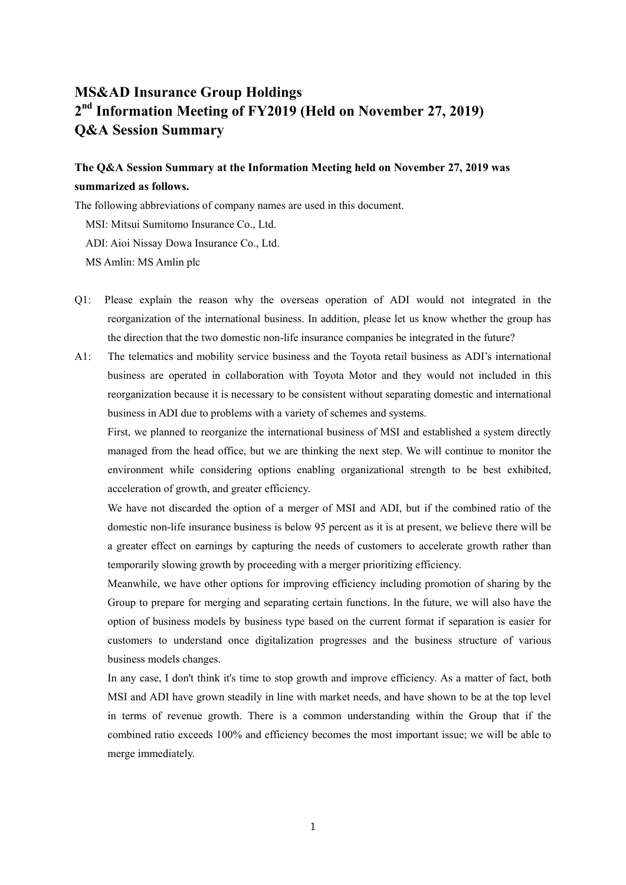# MS&AD Insurance Group Holdings
# 2nd Information Meeting of FY2019 (Held on November 27, 2019)
# Q&A Session Summary

**The Q&A Session Summary at the Information Meeting held on November 27, 2019 was summarized as follows.**

The following abbreviations of company names are used in this document.

MSI: Mitsui Sumitomo Insurance Co., Ltd.

ADI: Aioi Nissay Dowa Insurance Co., Ltd.

MS Amlin: MS Amlin plc

Q1: Please explain the reason why the overseas operation of ADI would not integrated in the reorganization of the international business. In addition, please let us know whether the group has the direction that the two domestic non-life insurance companies be integrated in the future?

A1: The telematics and mobility service business and the Toyota retail business as ADI's international business are operated in collaboration with Toyota Motor and they would not included in this reorganization because it is necessary to be consistent without separating domestic and international business in ADI due to problems with a variety of schemes and systems.

First, we planned to reorganize the international business of MSI and established a system directly managed from the head office, but we are thinking the next step. We will continue to monitor the environment while considering options enabling organizational strength to be best exhibited, acceleration of growth, and greater efficiency.

We have not discarded the option of a merger of MSI and ADI, but if the combined ratio of the domestic non-life insurance business is below 95 percent as it is at present, we believe there will be a greater effect on earnings by capturing the needs of customers to accelerate growth rather than temporarily slowing growth by proceeding with a merger prioritizing efficiency.

Meanwhile, we have other options for improving efficiency including promotion of sharing by the Group to prepare for merging and separating certain functions. In the future, we will also have the option of business models by business type based on the current format if separation is easier for customers to understand once digitalization progresses and the business structure of various business models changes.

In any case, I don't think it's time to stop growth and improve efficiency. As a matter of fact, both MSI and ADI have grown steadily in line with market needs, and have shown to be at the top level in terms of revenue growth. There is a common understanding within the Group that if the combined ratio exceeds 100% and efficiency becomes the most important issue; we will be able to merge immediately.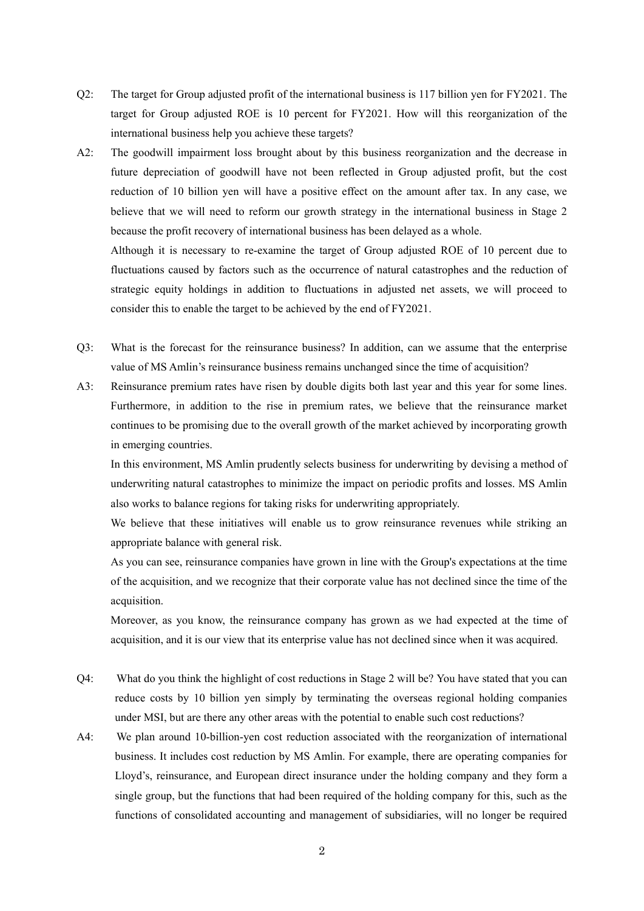Q2: The target for Group adjusted profit of the international business is 117 billion yen for FY2021. The target for Group adjusted ROE is 10 percent for FY2021. How will this reorganization of the international business help you achieve these targets?

A2: The goodwill impairment loss brought about by this business reorganization and the decrease in future depreciation of goodwill have not been reflected in Group adjusted profit, but the cost reduction of 10 billion yen will have a positive effect on the amount after tax. In any case, we believe that we will need to reform our growth strategy in the international business in Stage 2 because the profit recovery of international business has been delayed as a whole.

Although it is necessary to re-examine the target of Group adjusted ROE of 10 percent due to fluctuations caused by factors such as the occurrence of natural catastrophes and the reduction of strategic equity holdings in addition to fluctuations in adjusted net assets, we will proceed to consider this to enable the target to be achieved by the end of FY2021.

Q3: What is the forecast for the reinsurance business? In addition, can we assume that the enterprise value of MS Amlin's reinsurance business remains unchanged since the time of acquisition?

A3: Reinsurance premium rates have risen by double digits both last year and this year for some lines. Furthermore, in addition to the rise in premium rates, we believe that the reinsurance market continues to be promising due to the overall growth of the market achieved by incorporating growth in emerging countries.

In this environment, MS Amlin prudently selects business for underwriting by devising a method of underwriting natural catastrophes to minimize the impact on periodic profits and losses. MS Amlin also works to balance regions for taking risks for underwriting appropriately.

We believe that these initiatives will enable us to grow reinsurance revenues while striking an appropriate balance with general risk.

As you can see, reinsurance companies have grown in line with the Group's expectations at the time of the acquisition, and we recognize that their corporate value has not declined since the time of the acquisition.

Moreover, as you know, the reinsurance company has grown as we had expected at the time of acquisition, and it is our view that its enterprise value has not declined since when it was acquired.

Q4: What do you think the highlight of cost reductions in Stage 2 will be? You have stated that you can reduce costs by 10 billion yen simply by terminating the overseas regional holding companies under MSI, but are there any other areas with the potential to enable such cost reductions?

A4: We plan around 10-billion-yen cost reduction associated with the reorganization of international business. It includes cost reduction by MS Amlin. For example, there are operating companies for Lloyd's, reinsurance, and European direct insurance under the holding company and they form a single group, but the functions that had been required of the holding company for this, such as the functions of consolidated accounting and management of subsidiaries, will no longer be required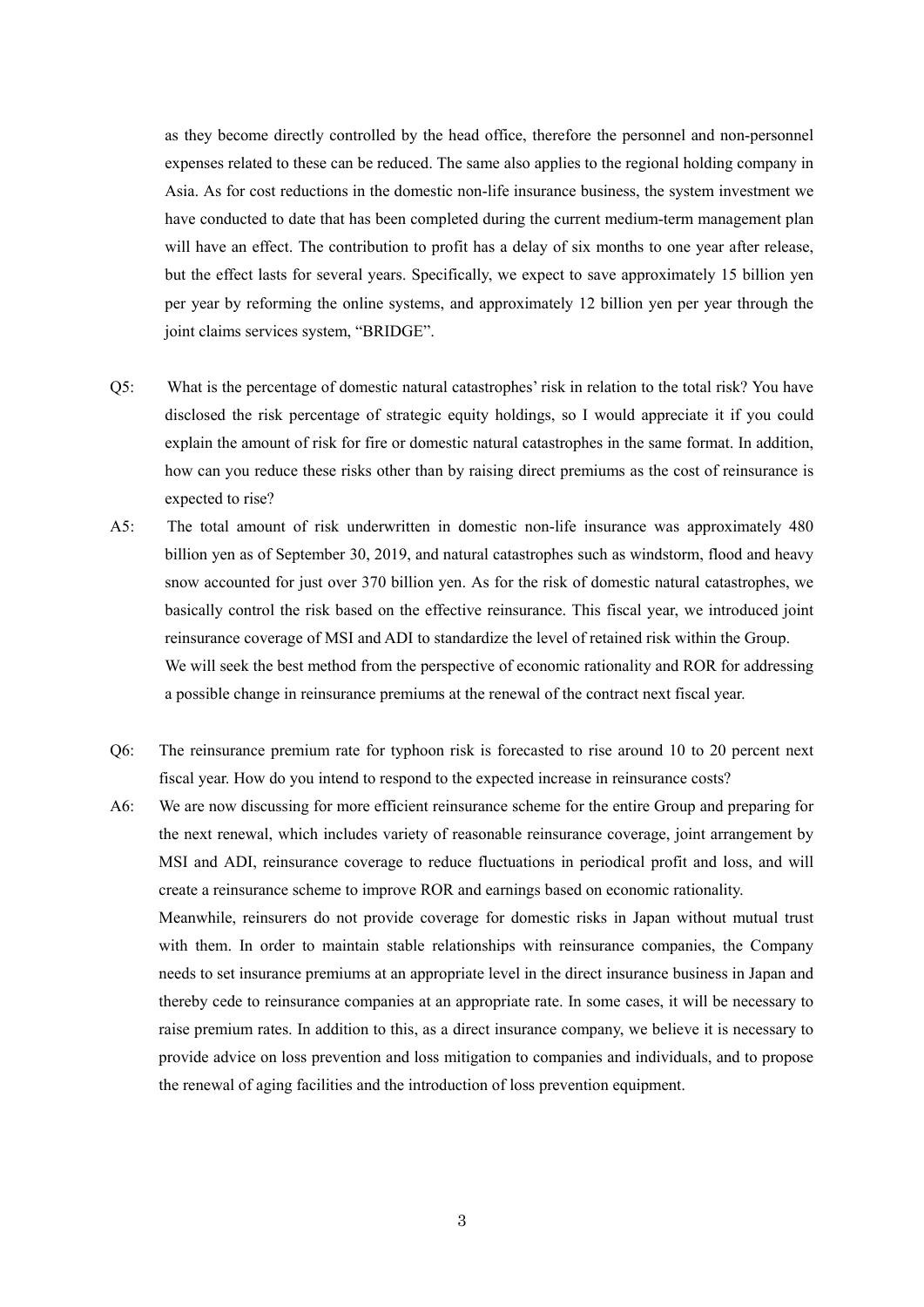as they become directly controlled by the head office, therefore the personnel and non-personnel expenses related to these can be reduced. The same also applies to the regional holding company in Asia. As for cost reductions in the domestic non-life insurance business, the system investment we have conducted to date that has been completed during the current medium-term management plan will have an effect. The contribution to profit has a delay of six months to one year after release, but the effect lasts for several years. Specifically, we expect to save approximately 15 billion yen per year by reforming the online systems, and approximately 12 billion yen per year through the joint claims services system, "BRIDGE".

Q5: What is the percentage of domestic natural catastrophes' risk in relation to the total risk? You have disclosed the risk percentage of strategic equity holdings, so I would appreciate it if you could explain the amount of risk for fire or domestic natural catastrophes in the same format. In addition, how can you reduce these risks other than by raising direct premiums as the cost of reinsurance is expected to rise?

A5: The total amount of risk underwritten in domestic non-life insurance was approximately 480 billion yen as of September 30, 2019, and natural catastrophes such as windstorm, flood and heavy snow accounted for just over 370 billion yen. As for the risk of domestic natural catastrophes, we basically control the risk based on the effective reinsurance. This fiscal year, we introduced joint reinsurance coverage of MSI and ADI to standardize the level of retained risk within the Group.
We will seek the best method from the perspective of economic rationality and ROR for addressing a possible change in reinsurance premiums at the renewal of the contract next fiscal year.

Q6: The reinsurance premium rate for typhoon risk is forecasted to rise around 10 to 20 percent next fiscal year. How do you intend to respond to the expected increase in reinsurance costs?

A6: We are now discussing for more efficient reinsurance scheme for the entire Group and preparing for the next renewal, which includes variety of reasonable reinsurance coverage, joint arrangement by MSI and ADI, reinsurance coverage to reduce fluctuations in periodical profit and loss, and will create a reinsurance scheme to improve ROR and earnings based on economic rationality.
Meanwhile, reinsurers do not provide coverage for domestic risks in Japan without mutual trust with them. In order to maintain stable relationships with reinsurance companies, the Company needs to set insurance premiums at an appropriate level in the direct insurance business in Japan and thereby cede to reinsurance companies at an appropriate rate. In some cases, it will be necessary to raise premium rates. In addition to this, as a direct insurance company, we believe it is necessary to provide advice on loss prevention and loss mitigation to companies and individuals, and to propose the renewal of aging facilities and the introduction of loss prevention equipment.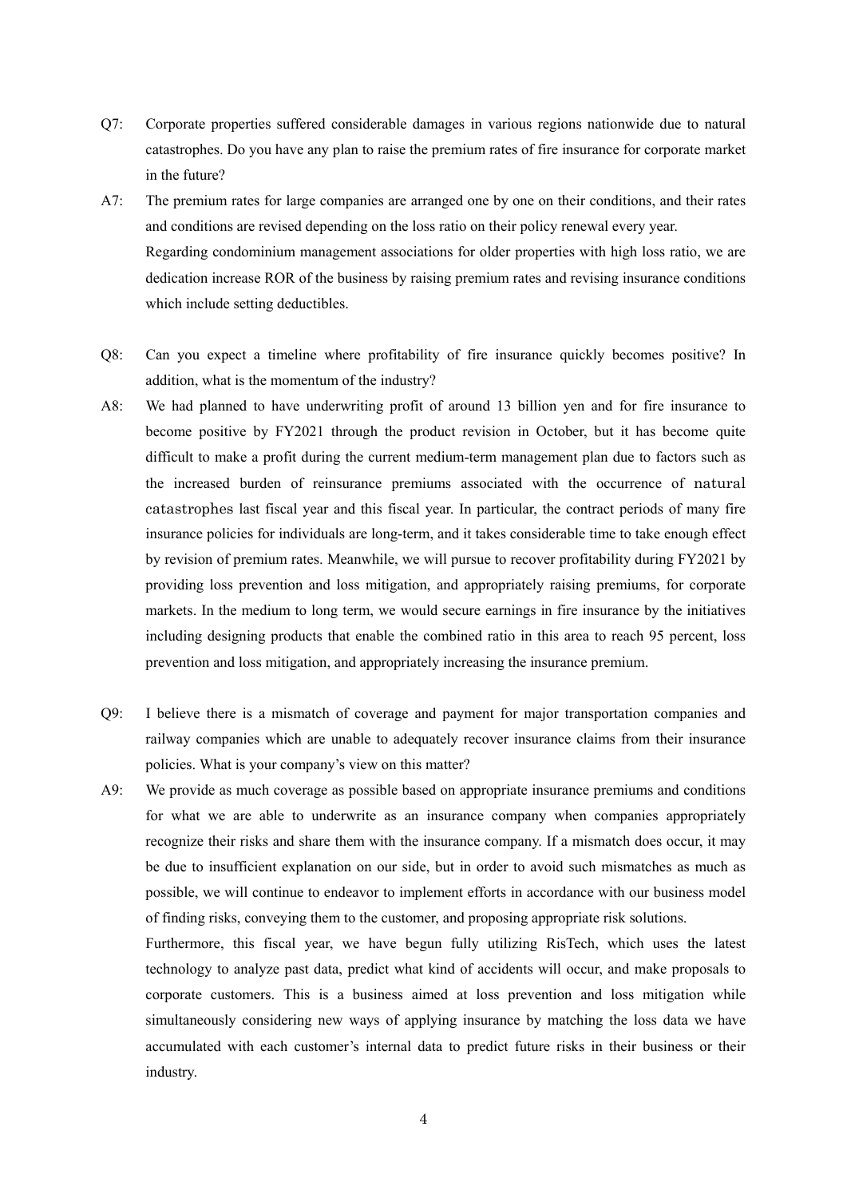Q7: Corporate properties suffered considerable damages in various regions nationwide due to natural catastrophes. Do you have any plan to raise the premium rates of fire insurance for corporate market in the future?

A7: The premium rates for large companies are arranged one by one on their conditions, and their rates and conditions are revised depending on the loss ratio on their policy renewal every year.
Regarding condominium management associations for older properties with high loss ratio, we are dedication increase ROR of the business by raising premium rates and revising insurance conditions which include setting deductibles.

Q8: Can you expect a timeline where profitability of fire insurance quickly becomes positive? In addition, what is the momentum of the industry?

A8: We had planned to have underwriting profit of around 13 billion yen and for fire insurance to become positive by FY2021 through the product revision in October, but it has become quite difficult to make a profit during the current medium-term management plan due to factors such as the increased burden of reinsurance premiums associated with the occurrence of natural catastrophes last fiscal year and this fiscal year. In particular, the contract periods of many fire insurance policies for individuals are long-term, and it takes considerable time to take enough effect by revision of premium rates. Meanwhile, we will pursue to recover profitability during FY2021 by providing loss prevention and loss mitigation, and appropriately raising premiums, for corporate markets. In the medium to long term, we would secure earnings in fire insurance by the initiatives including designing products that enable the combined ratio in this area to reach 95 percent, loss prevention and loss mitigation, and appropriately increasing the insurance premium.

Q9: I believe there is a mismatch of coverage and payment for major transportation companies and railway companies which are unable to adequately recover insurance claims from their insurance policies. What is your company's view on this matter?

A9: We provide as much coverage as possible based on appropriate insurance premiums and conditions for what we are able to underwrite as an insurance company when companies appropriately recognize their risks and share them with the insurance company. If a mismatch does occur, it may be due to insufficient explanation on our side, but in order to avoid such mismatches as much as possible, we will continue to endeavor to implement efforts in accordance with our business model of finding risks, conveying them to the customer, and proposing appropriate risk solutions.
Furthermore, this fiscal year, we have begun fully utilizing RisTech, which uses the latest technology to analyze past data, predict what kind of accidents will occur, and make proposals to corporate customers. This is a business aimed at loss prevention and loss mitigation while simultaneously considering new ways of applying insurance by matching the loss data we have accumulated with each customer's internal data to predict future risks in their business or their industry.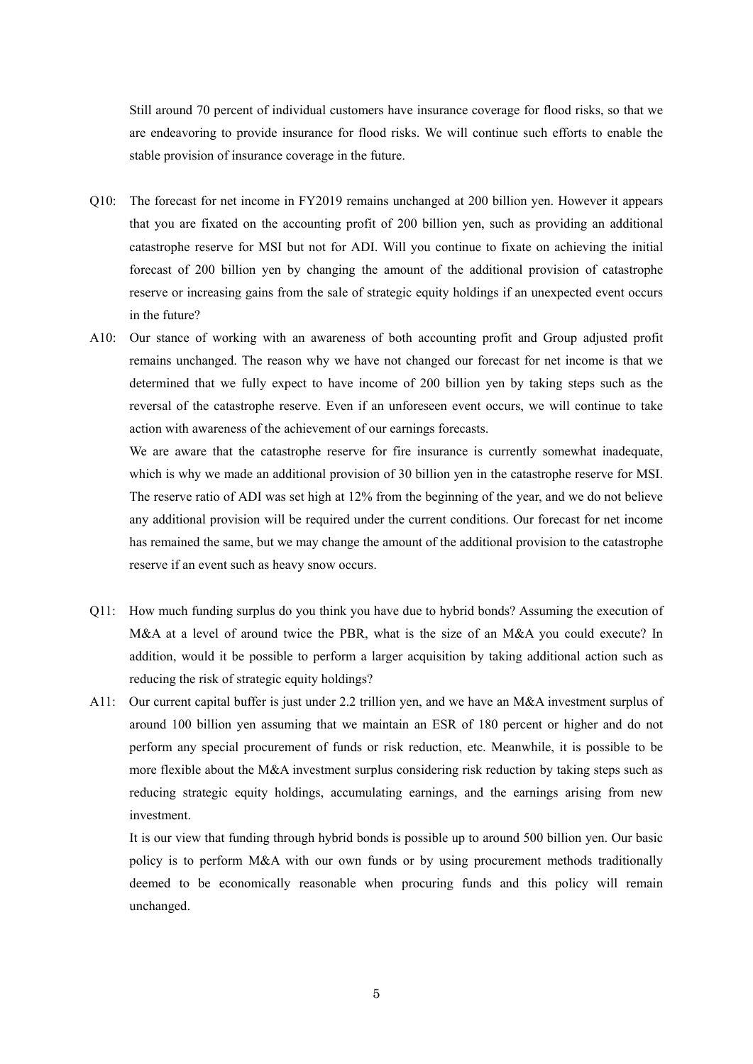Still around 70 percent of individual customers have insurance coverage for flood risks, so that we are endeavoring to provide insurance for flood risks. We will continue such efforts to enable the stable provision of insurance coverage in the future.

Q10: The forecast for net income in FY2019 remains unchanged at 200 billion yen. However it appears that you are fixated on the accounting profit of 200 billion yen, such as providing an additional catastrophe reserve for MSI but not for ADI. Will you continue to fixate on achieving the initial forecast of 200 billion yen by changing the amount of the additional provision of catastrophe reserve or increasing gains from the sale of strategic equity holdings if an unexpected event occurs in the future?

A10: Our stance of working with an awareness of both accounting profit and Group adjusted profit remains unchanged. The reason why we have not changed our forecast for net income is that we determined that we fully expect to have income of 200 billion yen by taking steps such as the reversal of the catastrophe reserve. Even if an unforeseen event occurs, we will continue to take action with awareness of the achievement of our earnings forecasts.

We are aware that the catastrophe reserve for fire insurance is currently somewhat inadequate, which is why we made an additional provision of 30 billion yen in the catastrophe reserve for MSI. The reserve ratio of ADI was set high at 12% from the beginning of the year, and we do not believe any additional provision will be required under the current conditions. Our forecast for net income has remained the same, but we may change the amount of the additional provision to the catastrophe reserve if an event such as heavy snow occurs.

Q11: How much funding surplus do you think you have due to hybrid bonds? Assuming the execution of M&A at a level of around twice the PBR, what is the size of an M&A you could execute? In addition, would it be possible to perform a larger acquisition by taking additional action such as reducing the risk of strategic equity holdings?

A11: Our current capital buffer is just under 2.2 trillion yen, and we have an M&A investment surplus of around 100 billion yen assuming that we maintain an ESR of 180 percent or higher and do not perform any special procurement of funds or risk reduction, etc. Meanwhile, it is possible to be more flexible about the M&A investment surplus considering risk reduction by taking steps such as reducing strategic equity holdings, accumulating earnings, and the earnings arising from new investment.

It is our view that funding through hybrid bonds is possible up to around 500 billion yen. Our basic policy is to perform M&A with our own funds or by using procurement methods traditionally deemed to be economically reasonable when procuring funds and this policy will remain unchanged.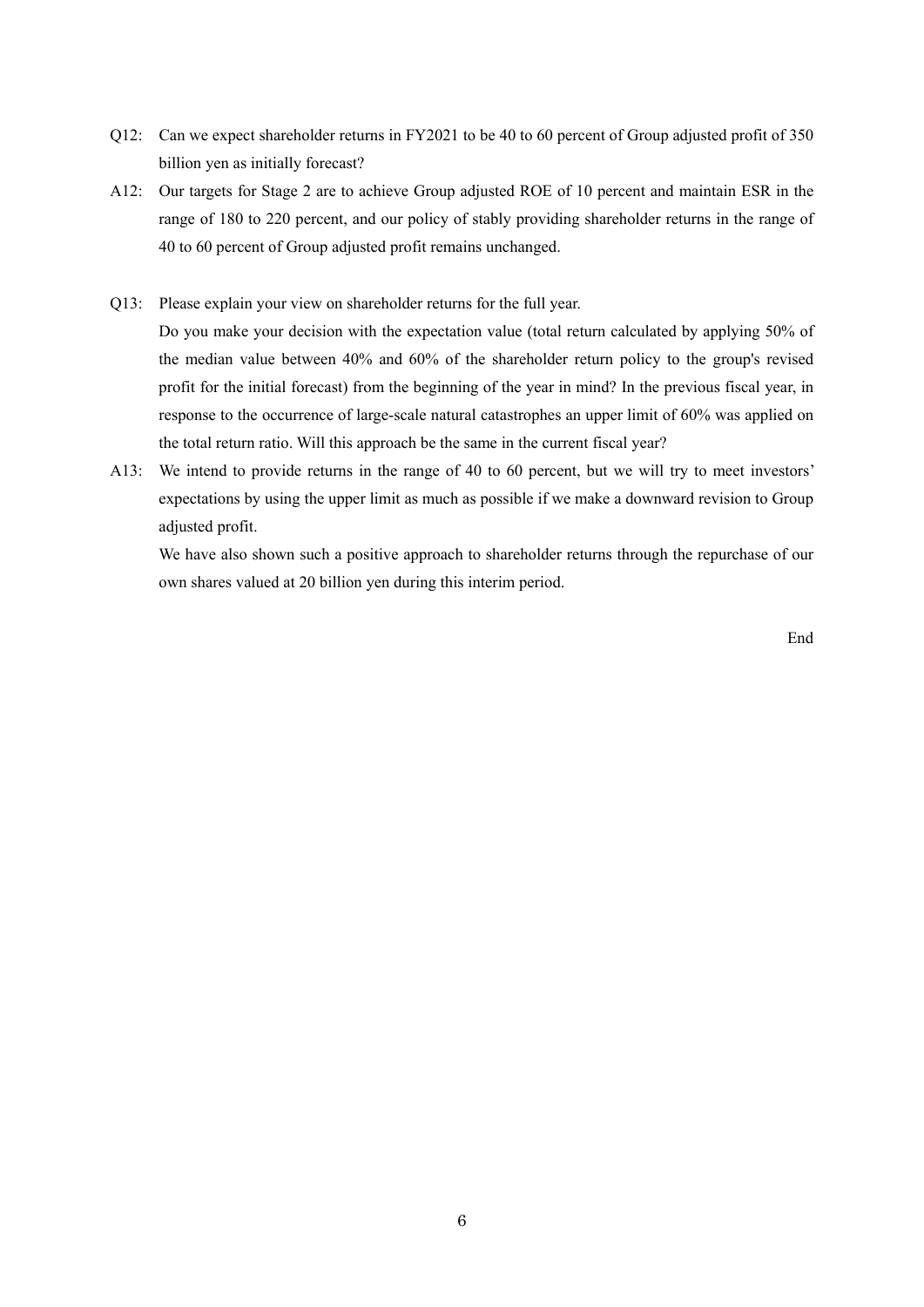Q12: Can we expect shareholder returns in FY2021 to be 40 to 60 percent of Group adjusted profit of 350 billion yen as initially forecast?

A12: Our targets for Stage 2 are to achieve Group adjusted ROE of 10 percent and maintain ESR in the range of 180 to 220 percent, and our policy of stably providing shareholder returns in the range of 40 to 60 percent of Group adjusted profit remains unchanged.

Q13: Please explain your view on shareholder returns for the full year.
Do you make your decision with the expectation value (total return calculated by applying 50% of the median value between 40% and 60% of the shareholder return policy to the group's revised profit for the initial forecast) from the beginning of the year in mind? In the previous fiscal year, in response to the occurrence of large-scale natural catastrophes an upper limit of 60% was applied on the total return ratio. Will this approach be the same in the current fiscal year?

A13: We intend to provide returns in the range of 40 to 60 percent, but we will try to meet investors' expectations by using the upper limit as much as possible if we make a downward revision to Group adjusted profit.
We have also shown such a positive approach to shareholder returns through the repurchase of our own shares valued at 20 billion yen during this interim period.

End